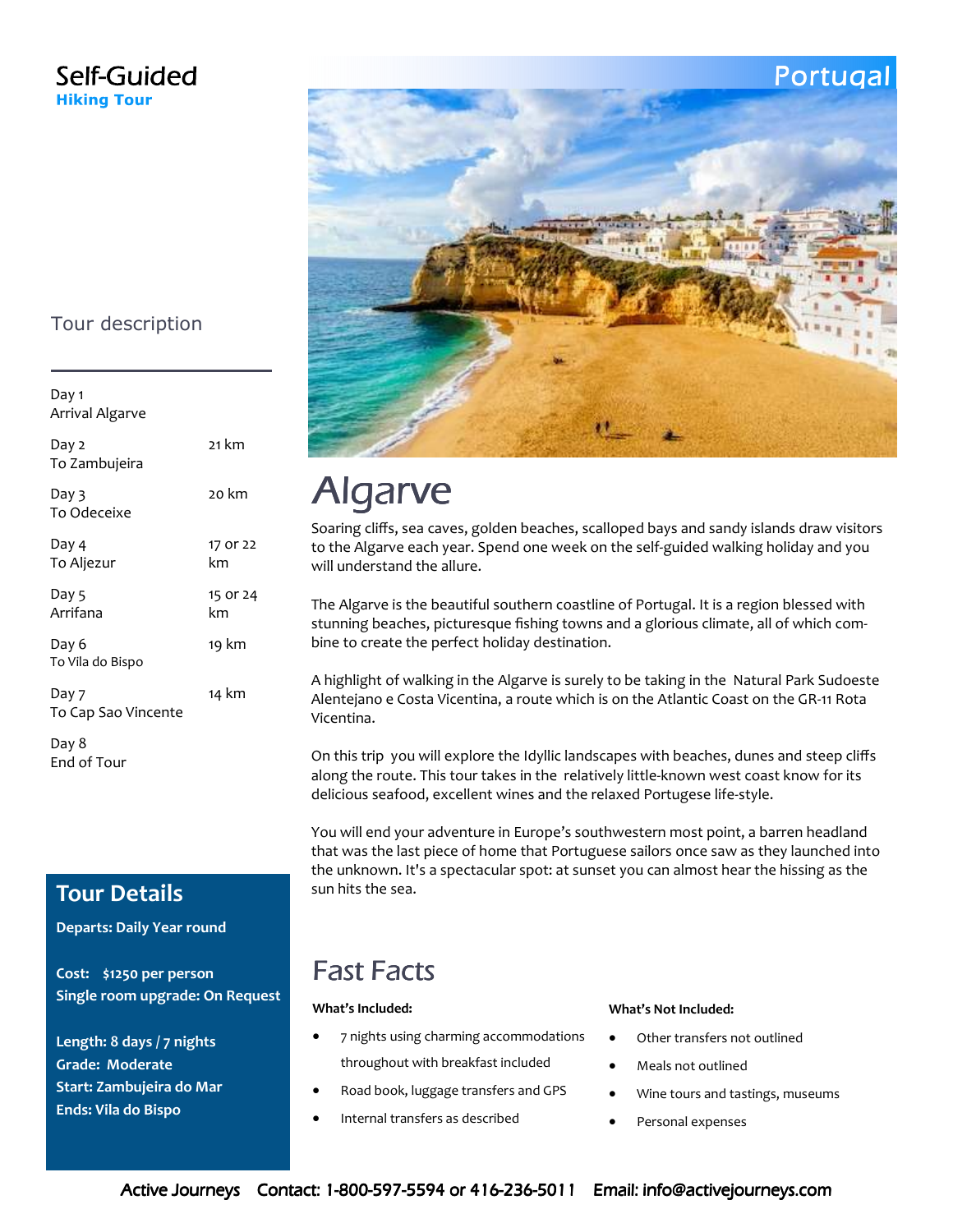# Self-Guided

**Hiking Tour**

# Portugal

## Tour description

| Day | Distance |
|---|---|
| Day 1<br>Arrival Algarve | |
| Day 2<br>To Zambujeira | 21 km |
| Day 3<br>To Odeceixe | 20 km |
| Day 4<br>To Aljezur | 17 or 22 km |
| Day 5<br>Arrifana | 15 or 24 km |
| Day 6<br>To Vila do Bispo | 19 km |
| Day 7<br>To Cap Sao Vincente | 14 km |
| Day 8<br>End of Tour | |

## Algarve

Soaring cliffs, sea caves, golden beaches, scalloped bays and sandy islands draw visitors to the Algarve each year. Spend one week on the self-guided walking holiday and you will understand the allure.

The Algarve is the beautiful southern coastline of Portugal. It is a region blessed with stunning beaches, picturesque fishing towns and a glorious climate, all of which combine to create the perfect holiday destination.

A highlight of walking in the Algarve is surely to be taking in the Natural Park Sudoeste Alentejano e Costa Vicentina, a route which is on the Atlantic Coast on the GR-11 Rota Vicentina.

On this trip you will explore the Idyllic landscapes with beaches, dunes and steep cliffs along the route. This tour takes in the relatively little-known west coast know for its delicious seafood, excellent wines and the relaxed Portugese life-style.

You will end your adventure in Europe's southwestern most point, a barren headland that was the last piece of home that Portuguese sailors once saw as they launched into the unknown. It's a spectacular spot: at sunset you can almost hear the hissing as the sun hits the sea.

## Tour Details

**Departs: Daily Year round**

**Cost: $1250 per person**
**Single room upgrade: On Request**

**Length: 8 days / 7 nights**
**Grade: Moderate**
**Start: Zambujeira do Mar**
**Ends: Vila do Bispo**

## Fast Facts

**What's Included:**

- 7 nights using charming accommodations throughout with breakfast included
- Road book, luggage transfers and GPS
- Internal transfers as described

**What's Not Included:**

- Other transfers not outlined
- Meals not outlined
- Wine tours and tastings, museums
- Personal expenses

Active Journeys Contact: 1-800-597-5594 or 416-236-5011 Email: info@activejourneys.com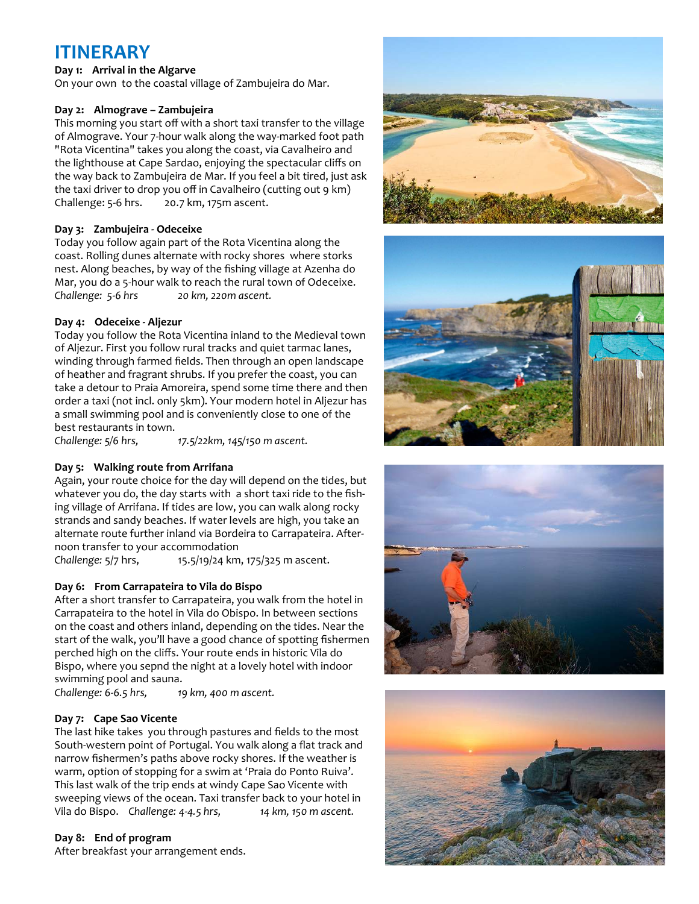# ITINERARY

**Day 1: Arrival in the Algarve**
On your own to the coastal village of Zambujeira do Mar.

**Day 2: Almograve – Zambujeira**
This morning you start off with a short taxi transfer to the village of Almograve. Your 7-hour walk along the way-marked foot path "Rota Vicentina" takes you along the coast, via Cavalheiro and the lighthouse at Cape Sardao, enjoying the spectacular cliffs on the way back to Zambujeira de Mar. If you feel a bit tired, just ask the taxi driver to drop you off in Cavalheiro (cutting out 9 km)
Challenge: 5-6 hrs. 20.7 km, 175m ascent.

**Day 3: Zambujeira - Odeceixe**
Today you follow again part of the Rota Vicentina along the coast. Rolling dunes alternate with rocky shores where storks nest. Along beaches, by way of the fishing village at Azenha do Mar, you do a 5-hour walk to reach the rural town of Odeceixe.
*Challenge: 5-6 hrs 20 km, 220m ascent.*

**Day 4: Odeceixe - Aljezur**
Today you follow the Rota Vicentina inland to the Medieval town of Aljezur. First you follow rural tracks and quiet tarmac lanes, winding through farmed fields. Then through an open landscape of heather and fragrant shrubs. If you prefer the coast, you can take a detour to Praia Amoreira, spend some time there and then order a taxi (not incl. only 5km). Your modern hotel in Aljezur has a small swimming pool and is conveniently close to one of the best restaurants in town.
*Challenge: 5/6 hrs, 17.5/22km, 145/150 m ascent.*

**Day 5: Walking route from Arrifana**
Again, your route choice for the day will depend on the tides, but whatever you do, the day starts with a short taxi ride to the fishing village of Arrifana. If tides are low, you can walk along rocky strands and sandy beaches. If water levels are high, you take an alternate route further inland via Bordeira to Carrapateira. Afternoon transfer to your accommodation
*Challenge:* 5/7 hrs, 15.5/19/24 km, 175/325 m ascent.

**Day 6: From Carrapateira to Vila do Bispo**
After a short transfer to Carrapateira, you walk from the hotel in Carrapateira to the hotel in Vila do Obispo. In between sections on the coast and others inland, depending on the tides. Near the start of the walk, you'll have a good chance of spotting fishermen perched high on the cliffs. Your route ends in historic Vila do Bispo, where you sepnd the night at a lovely hotel with indoor swimming pool and sauna.
*Challenge: 6-6.5 hrs, 19 km, 400 m ascent.*

**Day 7: Cape Sao Vicente**
The last hike takes you through pastures and fields to the most South-western point of Portugal. You walk along a flat track and narrow fishermen's paths above rocky shores. If the weather is warm, option of stopping for a swim at 'Praia do Ponto Ruiva'. This last walk of the trip ends at windy Cape Sao Vicente with sweeping views of the ocean. Taxi transfer back to your hotel in Vila do Bispo. *Challenge: 4-4.5 hrs, 14 km, 150 m ascent.*

**Day 8: End of program**
After breakfast your arrangement ends.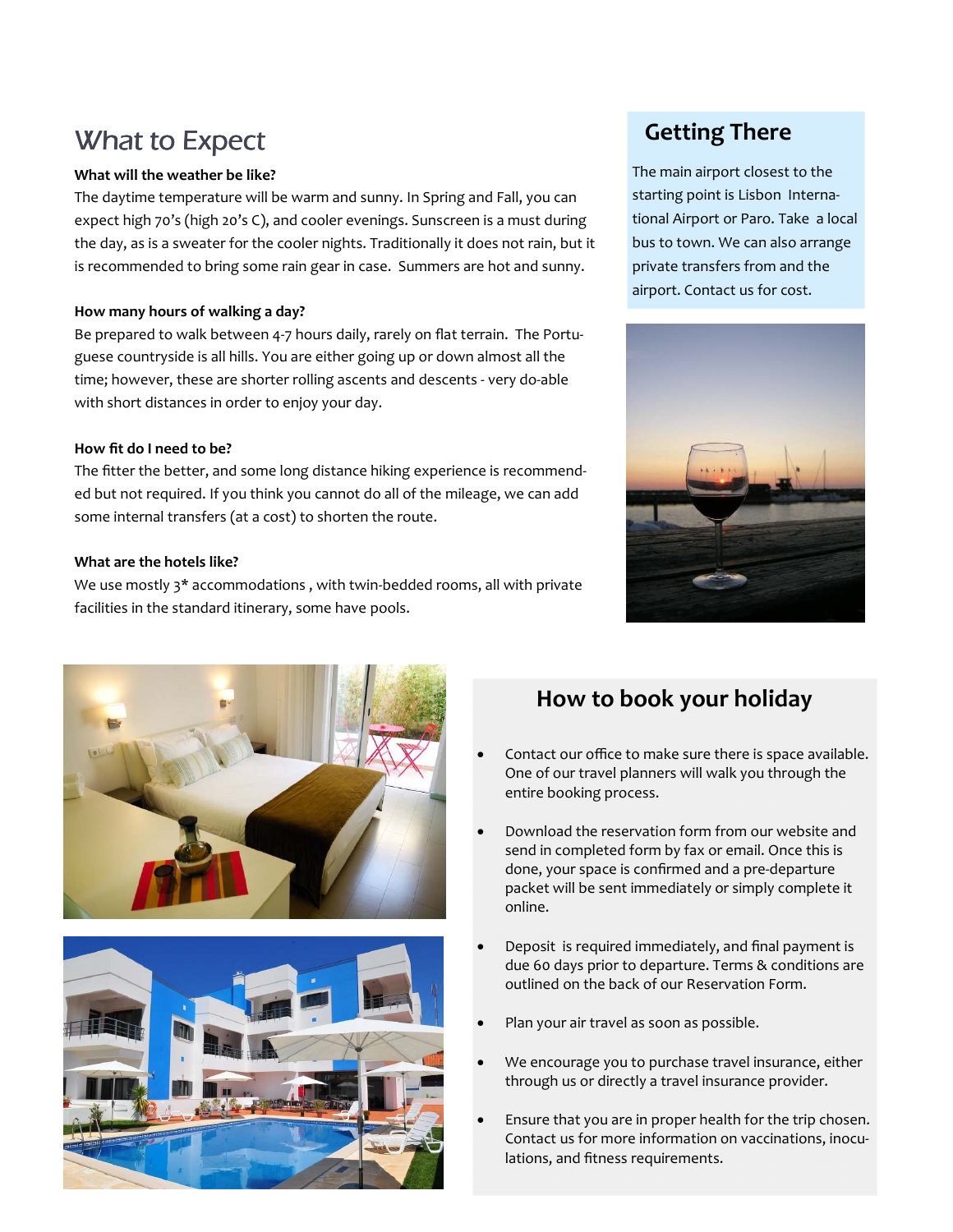# What to Expect

**What will the weather be like?**

The daytime temperature will be warm and sunny. In Spring and Fall, you can expect high 70's (high 20's C), and cooler evenings. Sunscreen is a must during the day, as is a sweater for the cooler nights. Traditionally it does not rain, but it is recommended to bring some rain gear in case. Summers are hot and sunny.

**How many hours of walking a day?**

Be prepared to walk between 4-7 hours daily, rarely on flat terrain. The Portuguese countryside is all hills. You are either going up or down almost all the time; however, these are shorter rolling ascents and descents - very do-able with short distances in order to enjoy your day.

**How fit do I need to be?**

The fitter the better, and some long distance hiking experience is recommended but not required. If you think you cannot do all of the mileage, we can add some internal transfers (at a cost) to shorten the route.

**What are the hotels like?**

We use mostly 3* accommodations , with twin-bedded rooms, all with private facilities in the standard itinerary, some have pools.

## Getting There

The main airport closest to the starting point is Lisbon International Airport or Faro. Take a local bus to town. We can also arrange private transfers from and the airport. Contact us for cost.

## How to book your holiday

- Contact our office to make sure there is space available. One of our travel planners will walk you through the entire booking process.
- Download the reservation form from our website and send in completed form by fax or email. Once this is done, your space is confirmed and a pre-departure packet will be sent immediately or simply complete it online.
- Deposit is required immediately, and final payment is due 60 days prior to departure. Terms & conditions are outlined on the back of our Reservation Form.
- Plan your air travel as soon as possible.
- We encourage you to purchase travel insurance, either through us or directly a travel insurance provider.
- Ensure that you are in proper health for the trip chosen. Contact us for more information on vaccinations, inoculations, and fitness requirements.